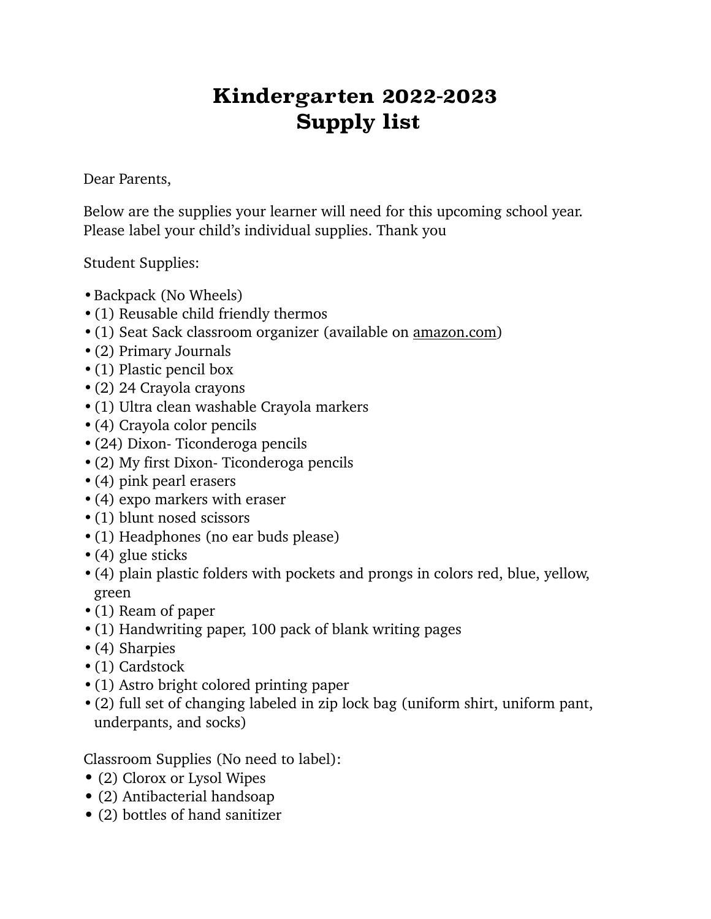# Kindergarten 2022-2023
# Supply list

Dear Parents,

Below are the supplies your learner will need for this upcoming school year. Please label your child's individual supplies. Thank you

Student Supplies:

- Backpack (No Wheels)
- (1) Reusable child friendly thermos
- (1) Seat Sack classroom organizer (available on amazon.com)
- (2) Primary Journals
- (1) Plastic pencil box
- (2) 24 Crayola crayons
- (1) Ultra clean washable Crayola markers
- (4) Crayola color pencils
- (24) Dixon- Ticonderoga pencils
- (2) My first Dixon- Ticonderoga pencils
- (4) pink pearl erasers
- (4) expo markers with eraser
- (1) blunt nosed scissors
- (1) Headphones (no ear buds please)
- (4) glue sticks
- (4) plain plastic folders with pockets and prongs in colors red, blue, yellow, green
- (1) Ream of paper
- (1) Handwriting paper, 100 pack of blank writing pages
- (4) Sharpies
- (1) Cardstock
- (1) Astro bright colored printing paper
- (2) full set of changing labeled in zip lock bag (uniform shirt, uniform pant, underpants, and socks)

Classroom Supplies (No need to label):

- (2) Clorox or Lysol Wipes
- (2) Antibacterial handsoap
- (2) bottles of hand sanitizer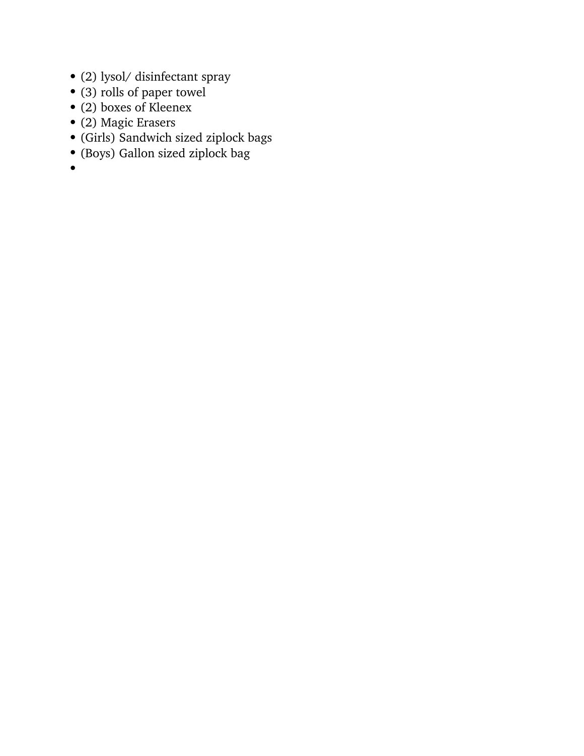- (2) lysol/ disinfectant spray
- (3) rolls of paper towel
- (2) boxes of Kleenex
- (2) Magic Erasers
- (Girls) Sandwich sized ziplock bags
- (Boys) Gallon sized ziplock bag
-